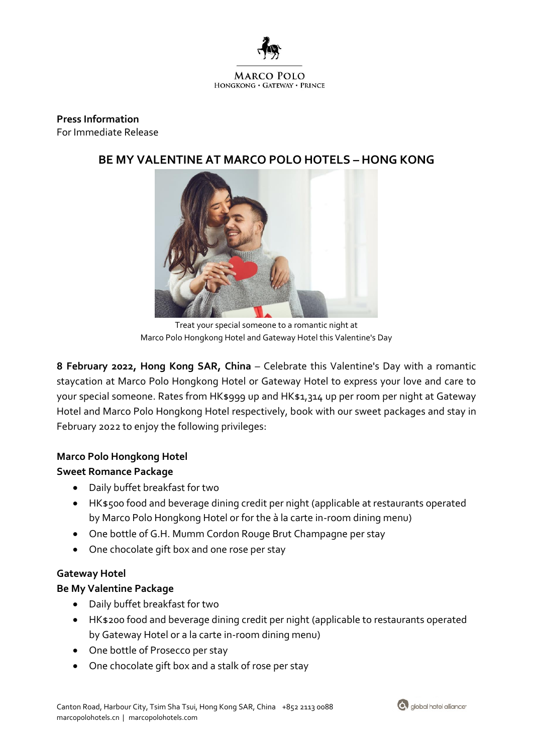MARCO POLO
HONGKONG • GATEWAY • PRINCE

**Press Information**
For Immediate Release

# BE MY VALENTINE AT MARCO POLO HOTELS – HONG KONG

Treat your special someone to a romantic night at
Marco Polo Hongkong Hotel and Gateway Hotel this Valentine's Day

**8 February 2022, Hong Kong SAR, China** – Celebrate this Valentine's Day with a romantic staycation at Marco Polo Hongkong Hotel or Gateway Hotel to express your love and care to your special someone. Rates from HK$999 up and HK$1,314 up per room per night at Gateway Hotel and Marco Polo Hongkong Hotel respectively, book with our sweet packages and stay in February 2022 to enjoy the following privileges:

**Marco Polo Hongkong Hotel**
**Sweet Romance Package**

- Daily buffet breakfast for two
- HK$500 food and beverage dining credit per night (applicable at restaurants operated by Marco Polo Hongkong Hotel or for the à la carte in-room dining menu)
- One bottle of G.H. Mumm Cordon Rouge Brut Champagne per stay
- One chocolate gift box and one rose per stay

**Gateway Hotel**
**Be My Valentine Package**

- Daily buffet breakfast for two
- HK$200 food and beverage dining credit per night (applicable to restaurants operated by Gateway Hotel or a la carte in-room dining menu)
- One bottle of Prosecco per stay
- One chocolate gift box and a stalk of rose per stay

Canton Road, Harbour City, Tsim Sha Tsui, Hong Kong SAR, China +852 2113 0088
marcopolohotels.cn | marcopolohotels.com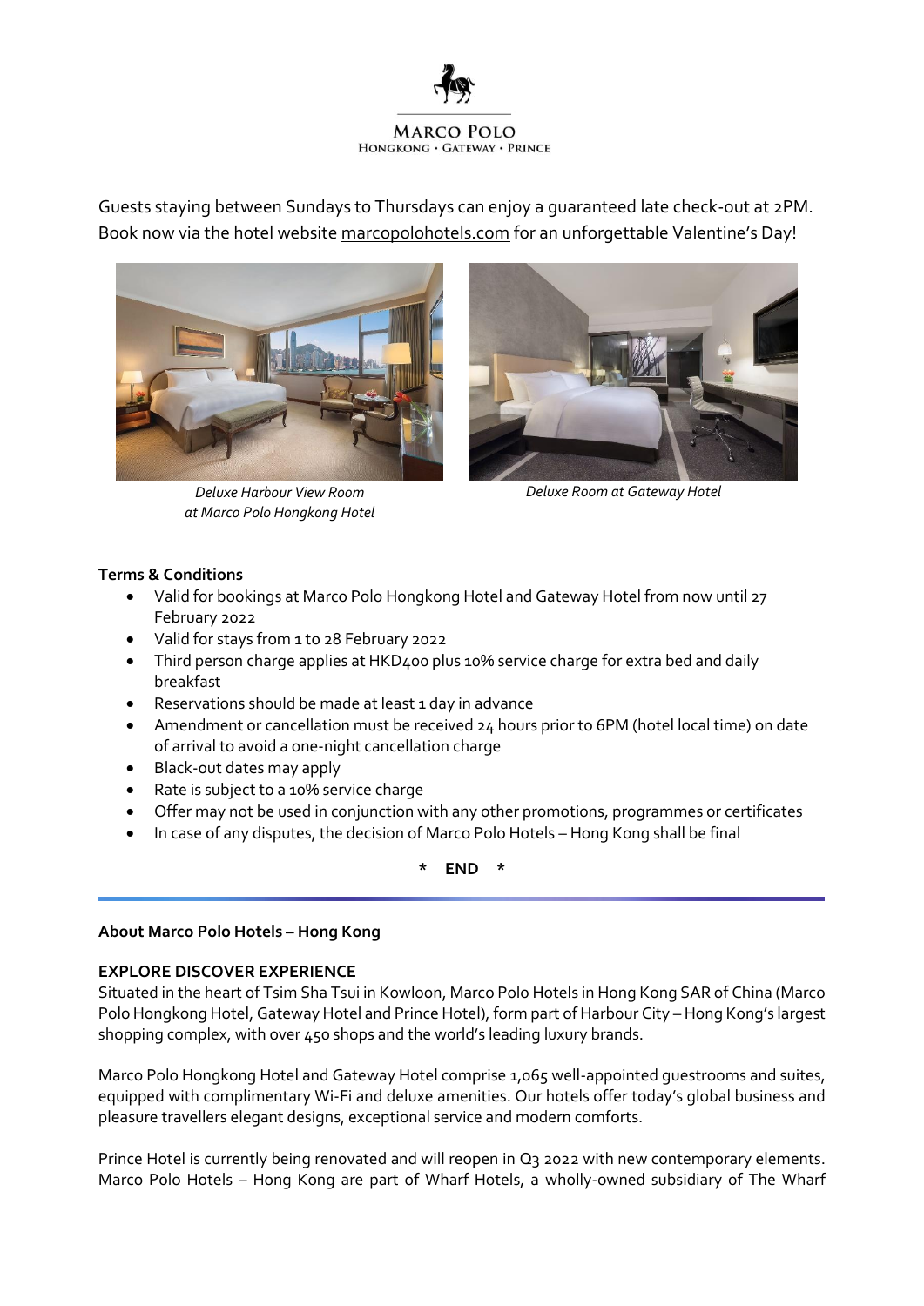Guests staying between Sundays to Thursdays can enjoy a guaranteed late check-out at 2PM. Book now via the hotel website marcopolohotels.com for an unforgettable Valentine's Day!

*Deluxe Harbour View Room at Marco Polo Hongkong Hotel*

*Deluxe Room at Gateway Hotel*

**Terms & Conditions**

- Valid for bookings at Marco Polo Hongkong Hotel and Gateway Hotel from now until 27 February 2022
- Valid for stays from 1 to 28 February 2022
- Third person charge applies at HKD400 plus 10% service charge for extra bed and daily breakfast
- Reservations should be made at least 1 day in advance
- Amendment or cancellation must be received 24 hours prior to 6PM (hotel local time) on date of arrival to avoid a one-night cancellation charge
- Black-out dates may apply
- Rate is subject to a 10% service charge
- Offer may not be used in conjunction with any other promotions, programmes or certificates
- In case of any disputes, the decision of Marco Polo Hotels – Hong Kong shall be final

**\* END \***

---

**About Marco Polo Hotels – Hong Kong**

**EXPLORE DISCOVER EXPERIENCE**

Situated in the heart of Tsim Sha Tsui in Kowloon, Marco Polo Hotels in Hong Kong SAR of China (Marco Polo Hongkong Hotel, Gateway Hotel and Prince Hotel), form part of Harbour City – Hong Kong's largest shopping complex, with over 450 shops and the world's leading luxury brands.

Marco Polo Hongkong Hotel and Gateway Hotel comprise 1,065 well-appointed guestrooms and suites, equipped with complimentary Wi-Fi and deluxe amenities. Our hotels offer today's global business and pleasure travellers elegant designs, exceptional service and modern comforts.

Prince Hotel is currently being renovated and will reopen in Q3 2022 with new contemporary elements. Marco Polo Hotels – Hong Kong are part of Wharf Hotels, a wholly-owned subsidiary of The Wharf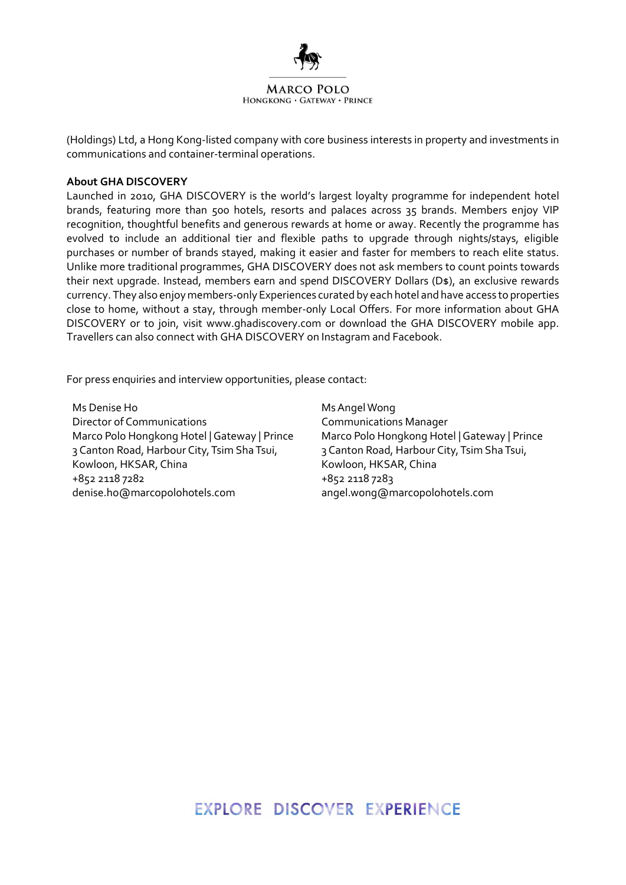(Holdings) Ltd, a Hong Kong-listed company with core business interests in property and investments in communications and container-terminal operations.

**About GHA DISCOVERY**

Launched in 2010, GHA DISCOVERY is the world's largest loyalty programme for independent hotel brands, featuring more than 500 hotels, resorts and palaces across 35 brands. Members enjoy VIP recognition, thoughtful benefits and generous rewards at home or away. Recently the programme has evolved to include an additional tier and flexible paths to upgrade through nights/stays, eligible purchases or number of brands stayed, making it easier and faster for members to reach elite status. Unlike more traditional programmes, GHA DISCOVERY does not ask members to count points towards their next upgrade. Instead, members earn and spend DISCOVERY Dollars (D$), an exclusive rewards currency. They also enjoy members-only Experiences curated by each hotel and have access to properties close to home, without a stay, through member-only Local Offers. For more information about GHA DISCOVERY or to join, visit www.ghadiscovery.com or download the GHA DISCOVERY mobile app. Travellers can also connect with GHA DISCOVERY on Instagram and Facebook.

For press enquiries and interview opportunities, please contact:

Ms Denise Ho
Director of Communications
Marco Polo Hongkong Hotel | Gateway | Prince
3 Canton Road, Harbour City, Tsim Sha Tsui,
Kowloon, HKSAR, China
+852 2118 7282
denise.ho@marcopolohotels.com

Ms Angel Wong
Communications Manager
Marco Polo Hongkong Hotel | Gateway | Prince
3 Canton Road, Harbour City, Tsim Sha Tsui,
Kowloon, HKSAR, China
+852 2118 7283
angel.wong@marcopolohotels.com